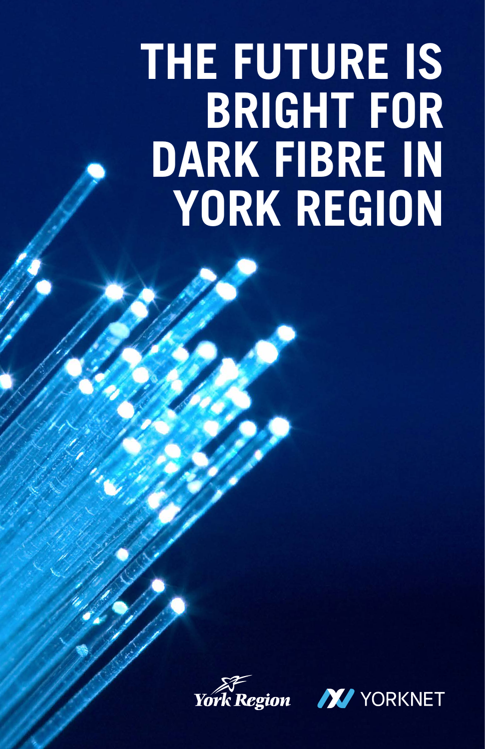# THE FUTURE IS BRIGHT FOR DARK FIBRE IN YORK REGION

York Region

YORKNET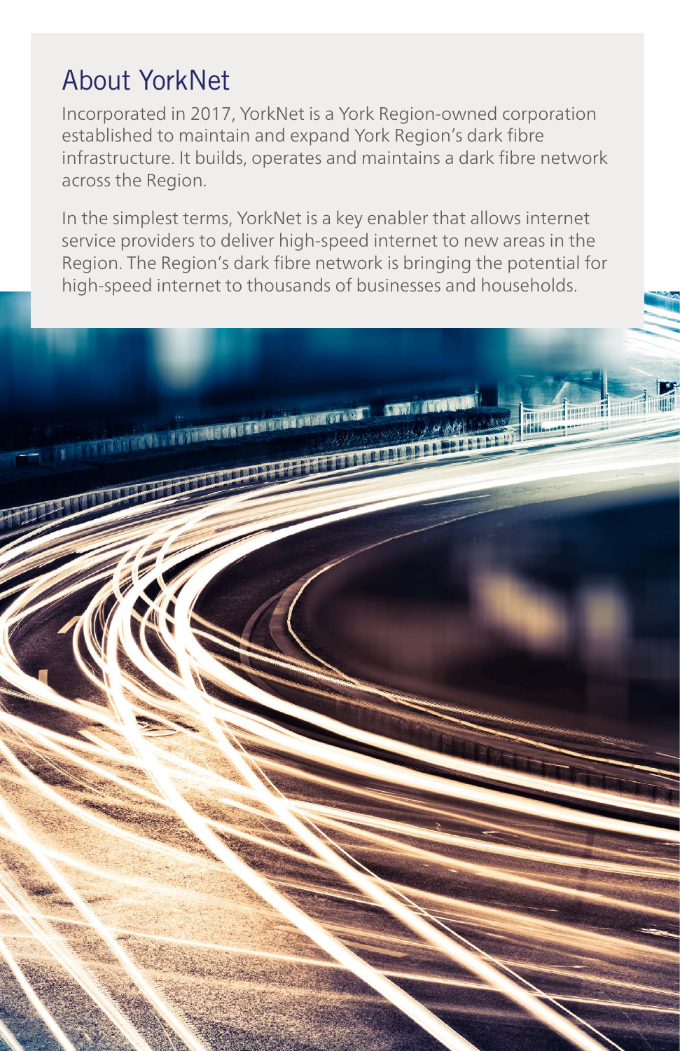## About YorkNet

Incorporated in 2017, YorkNet is a York Region-owned corporation established to maintain and expand York Region's dark fibre infrastructure. It builds, operates and maintains a dark fibre network across the Region.

In the simplest terms, YorkNet is a key enabler that allows internet service providers to deliver high-speed internet to new areas in the Region. The Region's dark fibre network is bringing the potential for high-speed internet to thousands of businesses and households.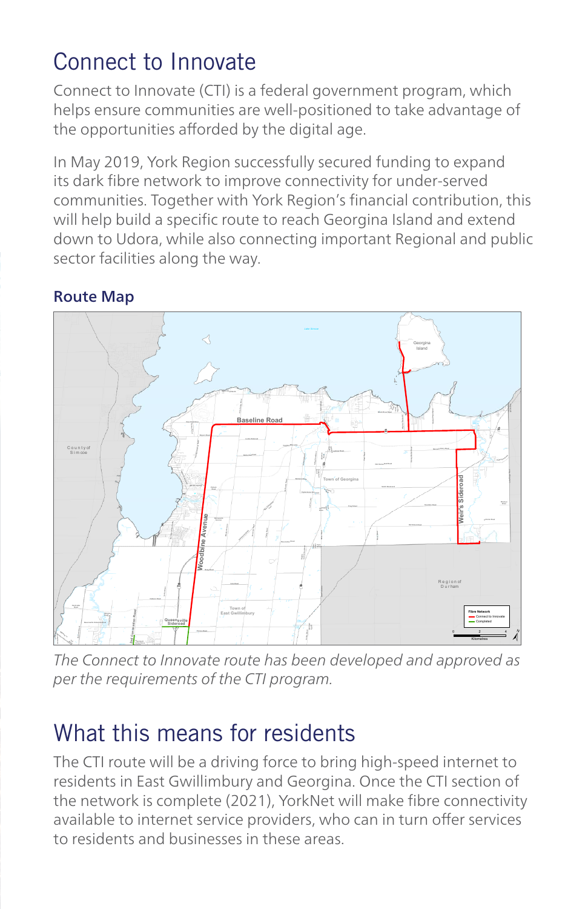# Connect to Innovate

Connect to Innovate (CTI) is a federal government program, which helps ensure communities are well-positioned to take advantage of the opportunities afforded by the digital age.

In May 2019, York Region successfully secured funding to expand its dark fibre network to improve connectivity for under-served communities. Together with York Region's financial contribution, this will help build a specific route to reach Georgina Island and extend down to Udora, while also connecting important Regional and public sector facilities along the way.

### Route Map

*The Connect to Innovate route has been developed and approved as per the requirements of the CTI program.*

# What this means for residents

The CTI route will be a driving force to bring high-speed internet to residents in East Gwillimbury and Georgina. Once the CTI section of the network is complete (2021), YorkNet will make fibre connectivity available to internet service providers, who can in turn offer services to residents and businesses in these areas.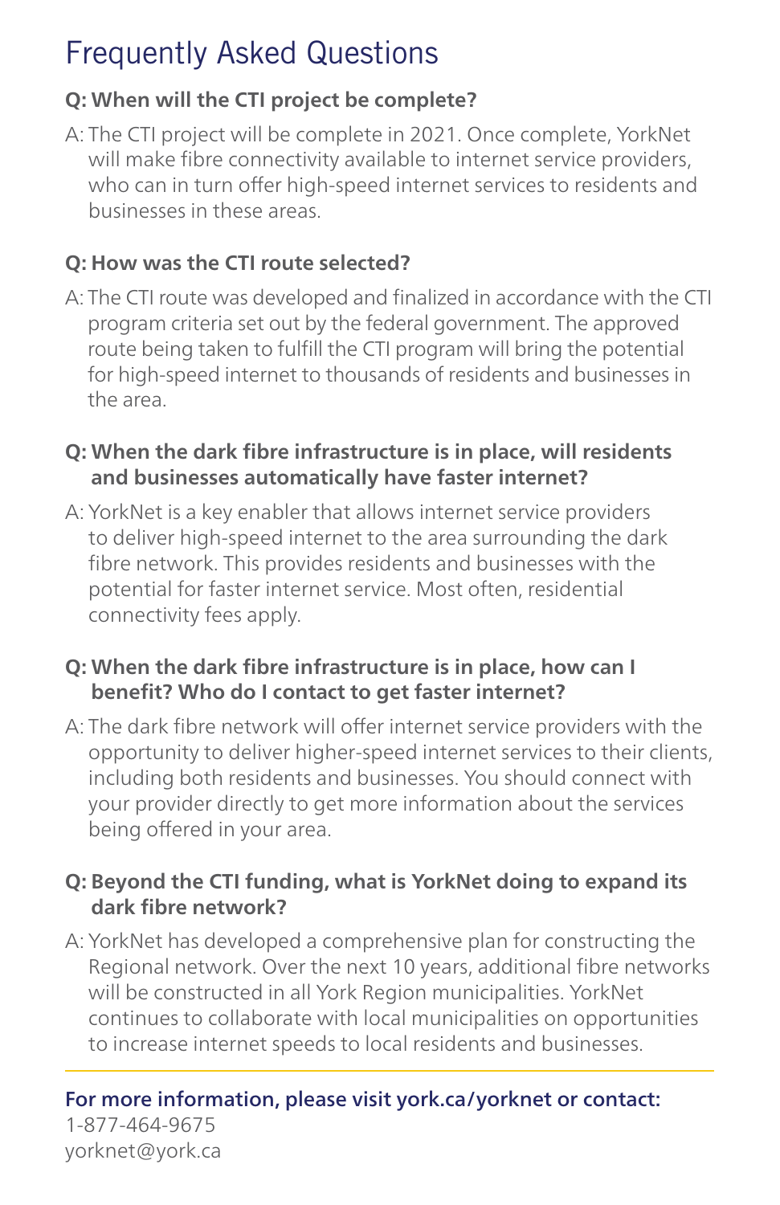# Frequently Asked Questions

**Q: When will the CTI project be complete?**

A: The CTI project will be complete in 2021. Once complete, YorkNet will make fibre connectivity available to internet service providers, who can in turn offer high-speed internet services to residents and businesses in these areas.

**Q: How was the CTI route selected?**

A: The CTI route was developed and finalized in accordance with the CTI program criteria set out by the federal government. The approved route being taken to fulfill the CTI program will bring the potential for high-speed internet to thousands of residents and businesses in the area.

**Q: When the dark fibre infrastructure is in place, will residents and businesses automatically have faster internet?**

A: YorkNet is a key enabler that allows internet service providers to deliver high-speed internet to the area surrounding the dark fibre network. This provides residents and businesses with the potential for faster internet service. Most often, residential connectivity fees apply.

**Q: When the dark fibre infrastructure is in place, how can I benefit? Who do I contact to get faster internet?**

A: The dark fibre network will offer internet service providers with the opportunity to deliver higher-speed internet services to their clients, including both residents and businesses. You should connect with your provider directly to get more information about the services being offered in your area.

**Q: Beyond the CTI funding, what is YorkNet doing to expand its dark fibre network?**

A: YorkNet has developed a comprehensive plan for constructing the Regional network. Over the next 10 years, additional fibre networks will be constructed in all York Region municipalities. YorkNet continues to collaborate with local municipalities on opportunities to increase internet speeds to local residents and businesses.

---

**For more information, please visit york.ca/yorknet or contact:**

1-877-464-9675

yorknet@york.ca